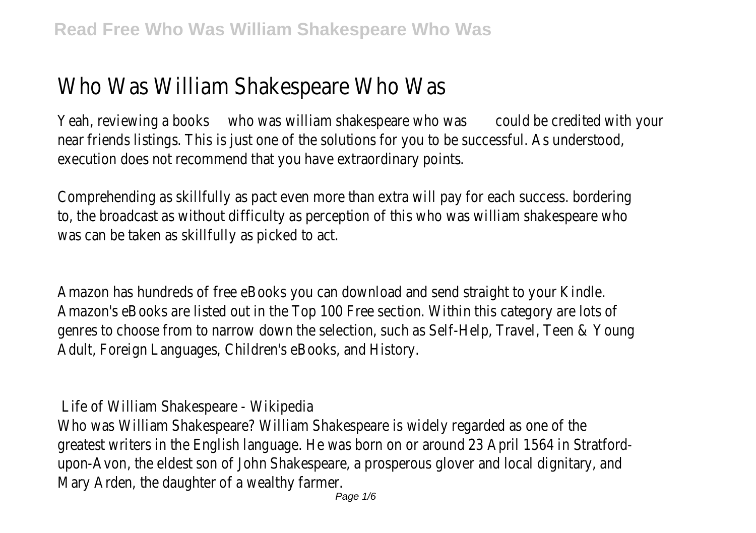# Who Was William Shakespeare Who Was

Yeah, reviewing a books who was william shakespeare who was could be credited with your near friends listings. This is just one of the solutions for you to be successful. As understood, execution does not recommend that you have extraordinary points.

Comprehending as skillfully as pact even more than extra will pay for each success. bordering to, the broadcast as without difficulty as perception of this who was william shakespeare who was can be taken as skillfully as picked to act.

Amazon has hundreds of free eBooks you can download and send straight to your Kindle. Amazon's eBooks are listed out in the Top 100 Free section. Within this category are lots of genres to choose from to narrow down the selection, such as Self-Help, Travel, Teen & Young Adult, Foreign Languages, Children's eBooks, and History.

## Life of William Shakespeare - Wikipedia

Who was William Shakespeare? William Shakespeare is widely regarded as one of the greatest writers in the English language. He was born on or around 23 April 1564 in Stratford-upon-Avon, the eldest son of John Shakespeare, a prosperous glover and local dignitary, and Mary Arden, the daughter of a wealthy farmer.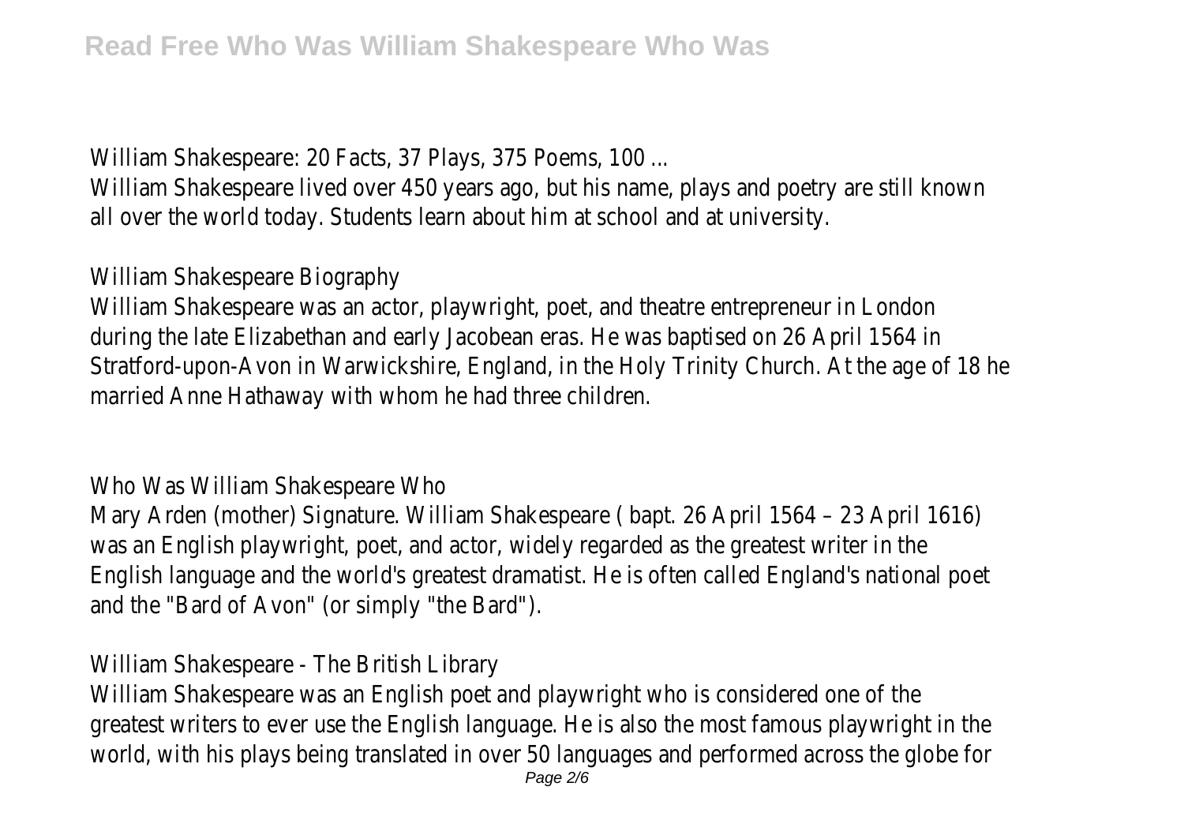William Shakespeare: 20 Facts, 37 Plays, 375 Poems, 100 ...

William Shakespeare lived over 450 years ago, but his name, plays and poetry are still known all over the world today. Students learn about him at school and at university.

William Shakespeare Biography

William Shakespeare was an actor, playwright, poet, and theatre entrepreneur in London during the late Elizabethan and early Jacobean eras. He was baptised on 26 April 1564 in Stratford-upon-Avon in Warwickshire, England, in the Holy Trinity Church. At the age of 18 he married Anne Hathaway with whom he had three children.

Who Was William Shakespeare Who

Mary Arden (mother) Signature. William Shakespeare ( bapt. 26 April 1564 – 23 April 1616) was an English playwright, poet, and actor, widely regarded as the greatest writer in the English language and the world's greatest dramatist. He is often called England's national poet and the "Bard of Avon" (or simply "the Bard").

William Shakespeare - The British Library

William Shakespeare was an English poet and playwright who is considered one of the greatest writers to ever use the English language. He is also the most famous playwright in the world, with his plays being translated in over 50 languages and performed across the globe for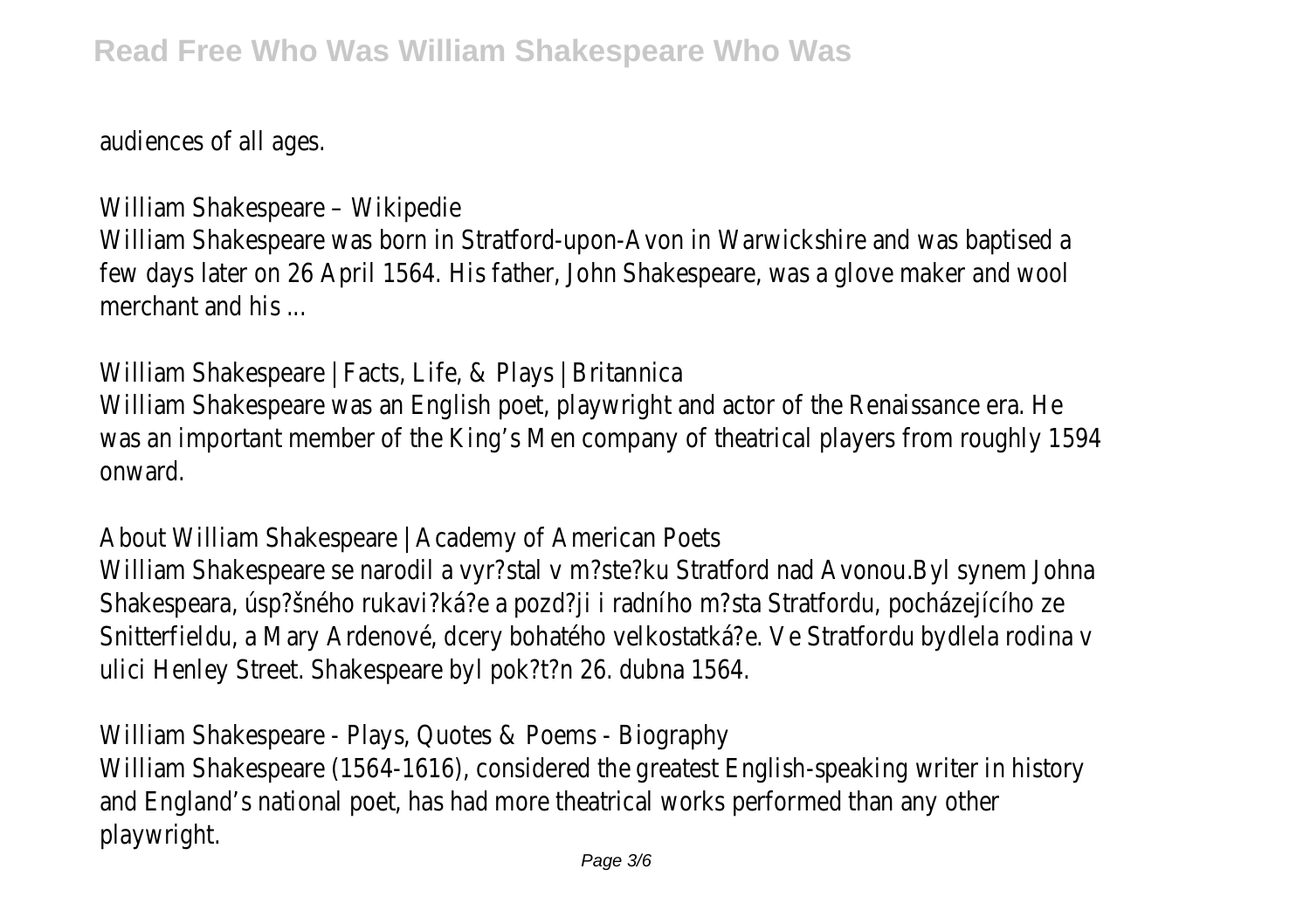audiences of all ages.

William Shakespeare – Wikipedie

William Shakespeare was born in Stratford-upon-Avon in Warwickshire and was baptised a few days later on 26 April 1564. His father, John Shakespeare, was a glove maker and wool merchant and his ...

William Shakespeare | Facts, Life, & Plays | Britannica

William Shakespeare was an English poet, playwright and actor of the Renaissance era. He was an important member of the King's Men company of theatrical players from roughly 1594 onward.

About William Shakespeare | Academy of American Poets

William Shakespeare se narodil a vyr?stal v m?ste?ku Stratford nad Avonou.Byl synem Johna Shakespeara, úsp?šného rukavi?ká?e a pozd?ji i radního m?sta Stratfordu, pocházejícího ze Snitterfieldu, a Mary Ardenové, dcery bohatého velkostatká?e. Ve Stratfordu bydlela rodina v ulici Henley Street. Shakespeare byl pok?t?n 26. dubna 1564.

William Shakespeare - Plays, Quotes & Poems - Biography

William Shakespeare (1564-1616), considered the greatest English-speaking writer in history and England's national poet, has had more theatrical works performed than any other playwright.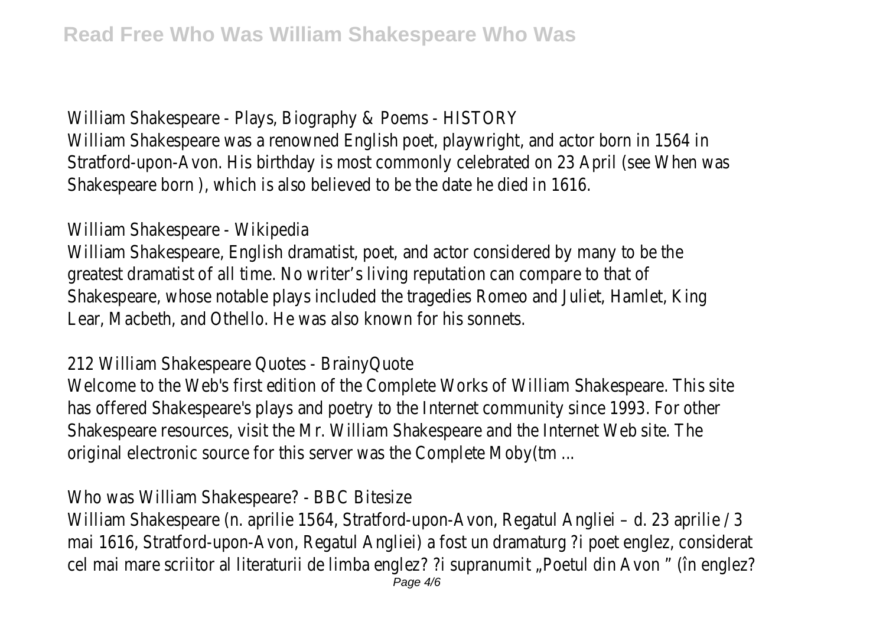William Shakespeare - Plays, Biography & Poems - HISTORY

William Shakespeare was a renowned English poet, playwright, and actor born in 1564 in Stratford-upon-Avon. His birthday is most commonly celebrated on 23 April (see When was Shakespeare born ), which is also believed to be the date he died in 1616.

William Shakespeare - Wikipedia

William Shakespeare, English dramatist, poet, and actor considered by many to be the greatest dramatist of all time. No writer's living reputation can compare to that of Shakespeare, whose notable plays included the tragedies Romeo and Juliet, Hamlet, King Lear, Macbeth, and Othello. He was also known for his sonnets.

212 William Shakespeare Quotes - BrainyQuote

Welcome to the Web's first edition of the Complete Works of William Shakespeare. This site has offered Shakespeare's plays and poetry to the Internet community since 1993. For other Shakespeare resources, visit the Mr. William Shakespeare and the Internet Web site. The original electronic source for this server was the Complete Moby(tm ...

Who was William Shakespeare? - BBC Bitesize

William Shakespeare (n. aprilie 1564, Stratford-upon-Avon, Regatul Angliei – d. 23 aprilie / 3 mai 1616, Stratford-upon-Avon, Regatul Angliei) a fost un dramaturg ?i poet englez, considerat cel mai mare scriitor al literaturii de limba englez? ?i supranumit „Poetul din Avon " (în englez?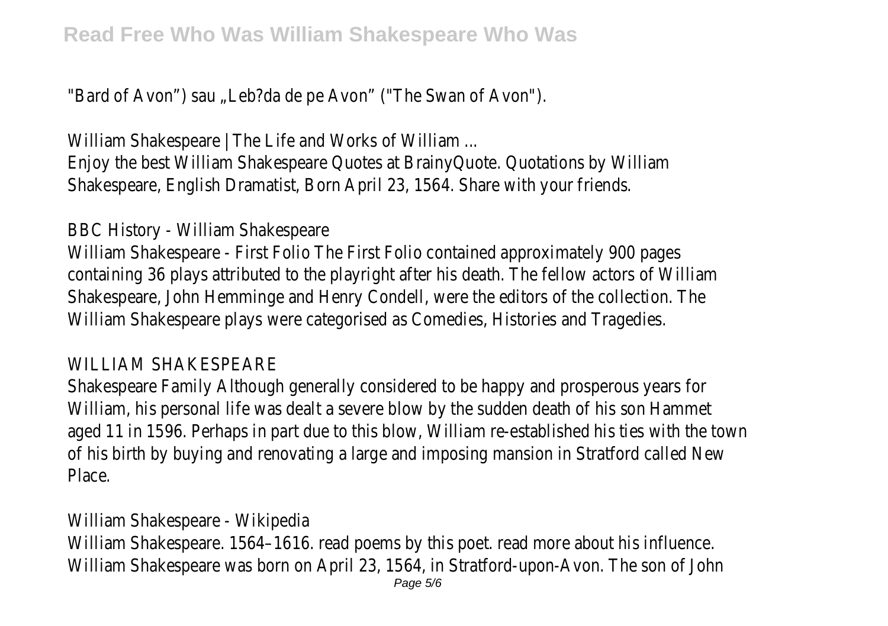"Bard of Avon") sau „Leb?da de pe Avon" ("The Swan of Avon").

William Shakespeare | The Life and Works of William ...

Enjoy the best William Shakespeare Quotes at BrainyQuote. Quotations by William Shakespeare, English Dramatist, Born April 23, 1564. Share with your friends.

BBC History - William Shakespeare

William Shakespeare - First Folio The First Folio contained approximately 900 pages containing 36 plays attributed to the playright after his death. The fellow actors of William Shakespeare, John Hemminge and Henry Condell, were the editors of the collection. The William Shakespeare plays were categorised as Comedies, Histories and Tragedies.

WILLIAM SHAKESPEARE

Shakespeare Family Although generally considered to be happy and prosperous years for William, his personal life was dealt a severe blow by the sudden death of his son Hammet aged 11 in 1596. Perhaps in part due to this blow, William re-established his ties with the town of his birth by buying and renovating a large and imposing mansion in Stratford called New Place.

William Shakespeare - Wikipedia

William Shakespeare. 1564–1616. read poems by this poet. read more about his influence. William Shakespeare was born on April 23, 1564, in Stratford-upon-Avon. The son of John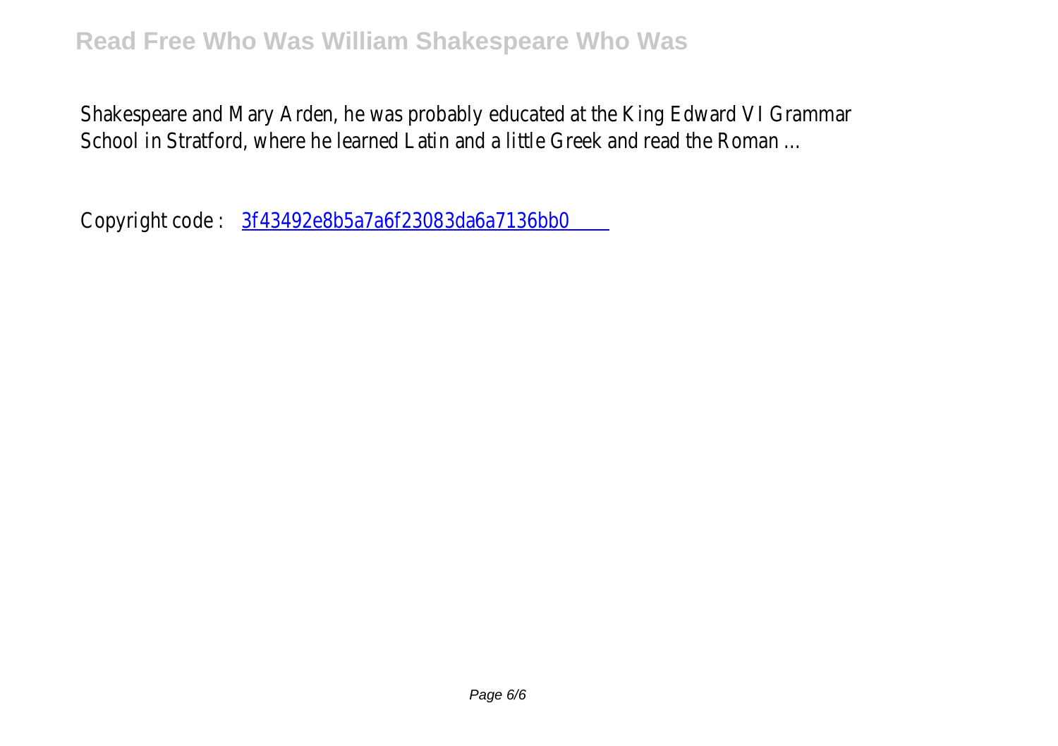Shakespeare and Mary Arden, he was probably educated at the King Edward VI Grammar School in Stratford, where he learned Latin and a little Greek and read the Roman ...

Copyright code : 3f43492e8b5a7a6f23083da6a7136bb0